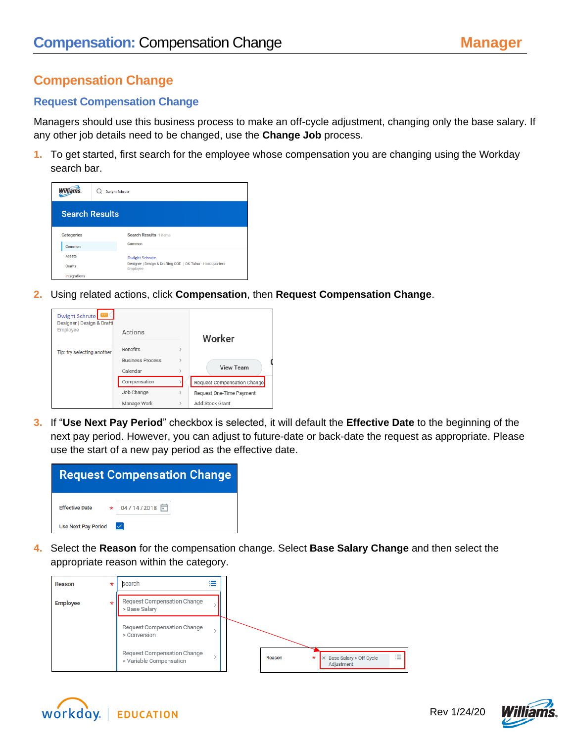# Compensation: Compensation Change — Manager

## Compensation Change

### Request Compensation Change

Managers should use this business process to make an off-cycle adjustment, changing only the base salary. If any other job details need to be changed, use the **Change Job** process.

1. To get started, first search for the employee whose compensation you are changing using the Workday search bar.

2. Using related actions, click **Compensation**, then **Request Compensation Change**.

3. If "**Use Next Pay Period**" checkbox is selected, it will default the **Effective Date** to the beginning of the next pay period. However, you can adjust to future-date or back-date the request as appropriate. Please use the start of a new pay period as the effective date.

4. Select the **Reason** for the compensation change. Select **Base Salary Change** and then select the appropriate reason within the category.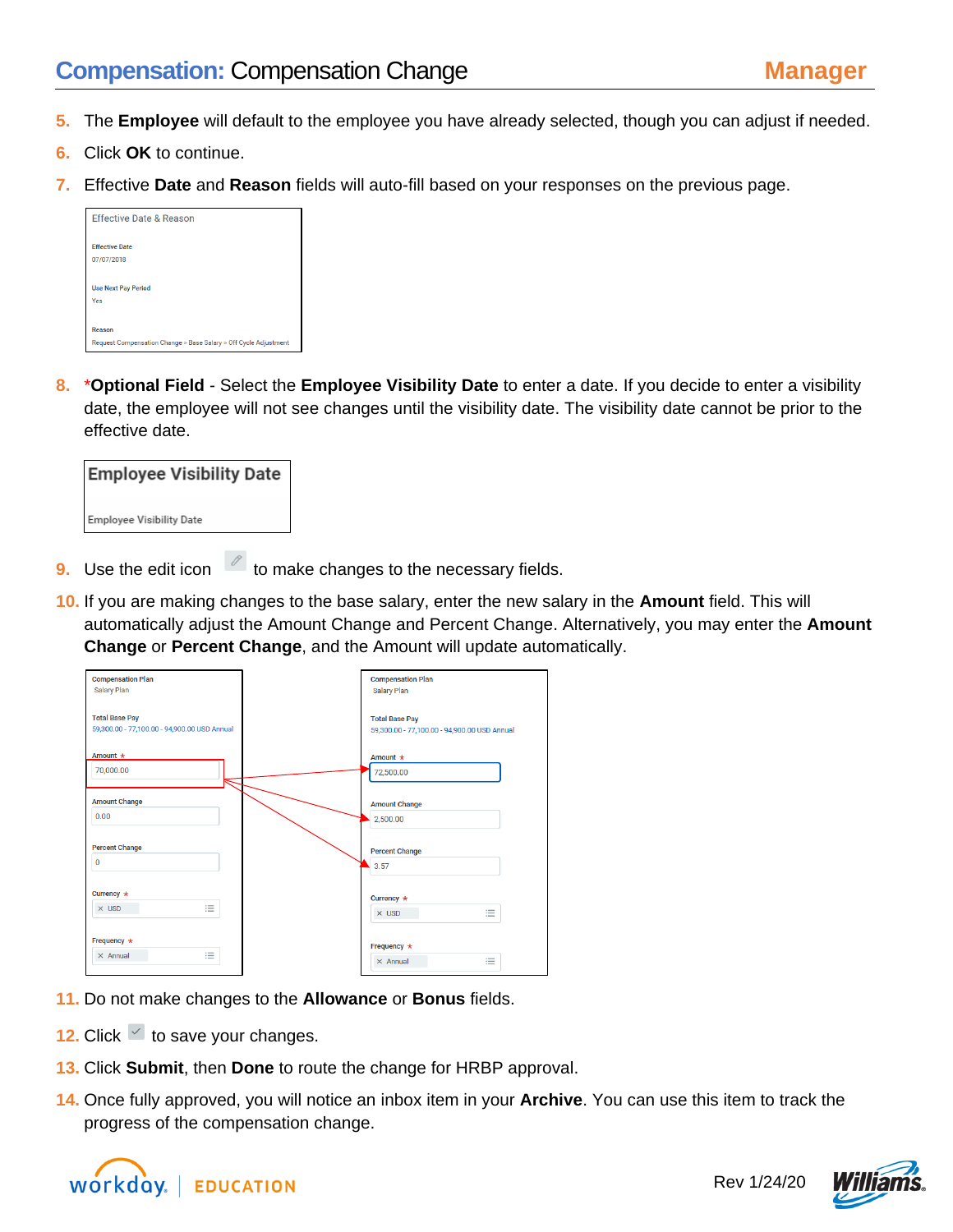5. The **Employee** will default to the employee you have already selected, though you can adjust if needed.
6. Click **OK** to continue.
7. Effective **Date** and **Reason** fields will auto-fill based on your responses on the previous page.

8. *__Optional Field__ - Select the **Employee Visibility Date** to enter a date. If you decide to enter a visibility date, the employee will not see changes until the visibility date. The visibility date cannot be prior to the effective date.

9. Use the edit icon to make changes to the necessary fields.
10. If you are making changes to the base salary, enter the new salary in the **Amount** field. This will automatically adjust the Amount Change and Percent Change. Alternatively, you may enter the **Amount Change** or **Percent Change**, and the Amount will update automatically.

11. Do not make changes to the **Allowance** or **Bonus** fields.
12. Click to save your changes.
13. Click **Submit**, then **Done** to route the change for HRBP approval.
14. Once fully approved, you will notice an inbox item in your **Archive**. You can use this item to track the progress of the compensation change.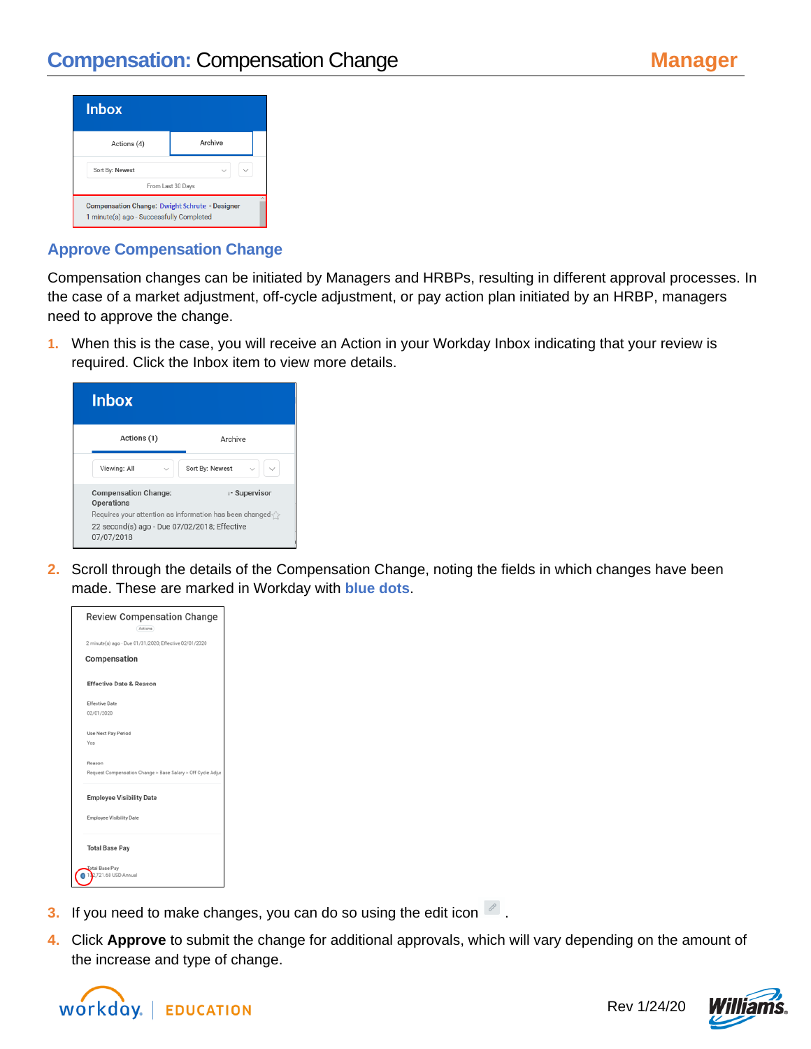## Approve Compensation Change

Compensation changes can be initiated by Managers and HRBPs, resulting in different approval processes. In the case of a market adjustment, off-cycle adjustment, or pay action plan initiated by an HRBP, managers need to approve the change.

1. When this is the case, you will receive an Action in your Workday Inbox indicating that your review is required. Click the Inbox item to view more details.

2. Scroll through the details of the Compensation Change, noting the fields in which changes have been made. These are marked in Workday with **blue dots**.

3. If you need to make changes, you can do so using the edit icon .

4. Click **Approve** to submit the change for additional approvals, which will vary depending on the amount of the increase and type of change.

Rev 1/24/20